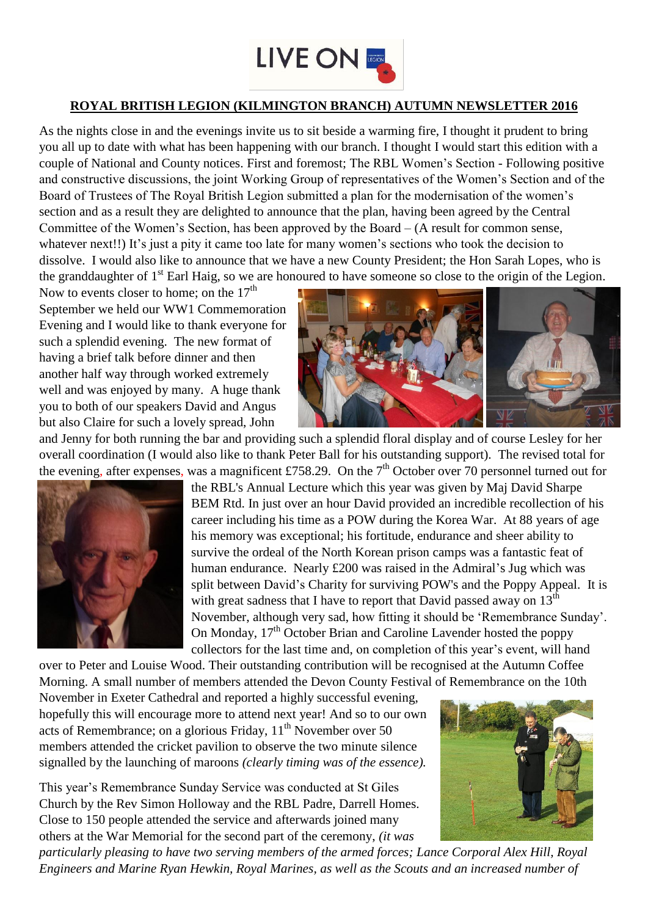LIVE ON

## ROYAL BRITISH LEGION (KILMINGTON BRANCH) AUTUMN NEWSLETTER 2016

As the nights close in and the evenings invite us to sit beside a warming fire, I thought it prudent to bring you all up to date with what has been happening with our branch. I thought I would start this edition with a couple of National and County notices. First and foremost; The RBL Women's Section - Following positive and constructive discussions, the joint Working Group of representatives of the Women's Section and of the Board of Trustees of The Royal British Legion submitted a plan for the modernisation of the women's section and as a result they are delighted to announce that the plan, having been agreed by the Central Committee of the Women's Section, has been approved by the Board – (A result for common sense, whatever next!!) It's just a pity it came too late for many women's sections who took the decision to dissolve. I would also like to announce that we have a new County President; the Hon Sarah Lopes, who is the granddaughter of 1st Earl Haig, so we are honoured to have someone so close to the origin of the Legion.

Now to events closer to home; on the 17th September we held our WW1 Commemoration Evening and I would like to thank everyone for such a splendid evening. The new format of having a brief talk before dinner and then another half way through worked extremely well and was enjoyed by many. A huge thank you to both of our speakers David and Angus but also Claire for such a lovely spread, John and Jenny for both running the bar and providing such a splendid floral display and of course Lesley for her overall coordination (I would also like to thank Peter Ball for his outstanding support). The revised total for the evening, after expenses, was a magnificent £758.29. On the 7th October over 70 personnel turned out for the RBL's Annual Lecture which this year was given by Maj David Sharpe BEM Rtd. In just over an hour David provided an incredible recollection of his career including his time as a POW during the Korea War. At 88 years of age his memory was exceptional; his fortitude, endurance and sheer ability to survive the ordeal of the North Korean prison camps was a fantastic feat of human endurance. Nearly £200 was raised in the Admiral's Jug which was split between David's Charity for surviving POW's and the Poppy Appeal. It is with great sadness that I have to report that David passed away on 13th November, although very sad, how fitting it should be 'Remembrance Sunday'. On Monday, 17th October Brian and Caroline Lavender hosted the poppy collectors for the last time and, on completion of this year's event, will hand over to Peter and Louise Wood. Their outstanding contribution will be recognised at the Autumn Coffee Morning. A small number of members attended the Devon County Festival of Remembrance on the 10th November in Exeter Cathedral and reported a highly successful evening, hopefully this will encourage more to attend next year! And so to our own acts of Remembrance; on a glorious Friday, 11th November over 50 members attended the cricket pavilion to observe the two minute silence signalled by the launching of maroons *(clearly timing was of the essence).*

This year's Remembrance Sunday Service was conducted at St Giles Church by the Rev Simon Holloway and the RBL Padre, Darrell Homes. Close to 150 people attended the service and afterwards joined many others at the War Memorial for the second part of the ceremony, *(it was particularly pleasing to have two serving members of the armed forces; Lance Corporal Alex Hill, Royal Engineers and Marine Ryan Hewkin, Royal Marines, as well as the Scouts and an increased number of*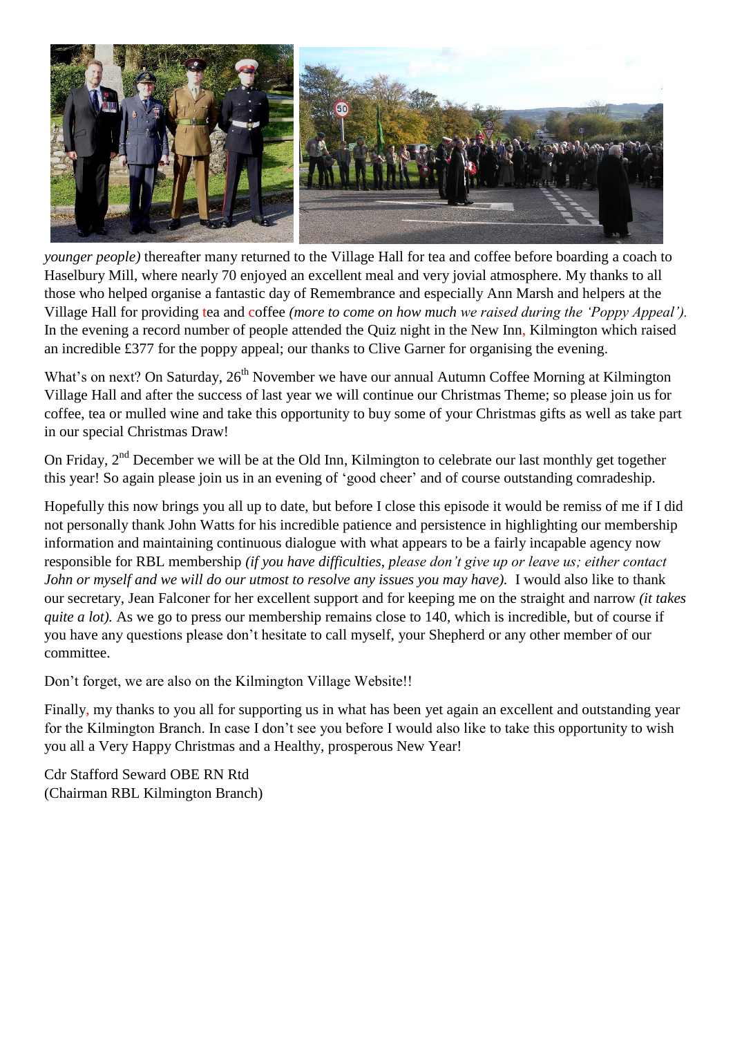*younger people)* thereafter many returned to the Village Hall for tea and coffee before boarding a coach to Haselbury Mill, where nearly 70 enjoyed an excellent meal and very jovial atmosphere. My thanks to all those who helped organise a fantastic day of Remembrance and especially Ann Marsh and helpers at the Village Hall for providing tea and coffee *(more to come on how much we raised during the 'Poppy Appeal').* In the evening a record number of people attended the Quiz night in the New Inn, Kilmington which raised an incredible £377 for the poppy appeal; our thanks to Clive Garner for organising the evening.

What's on next? On Saturday, 26th November we have our annual Autumn Coffee Morning at Kilmington Village Hall and after the success of last year we will continue our Christmas Theme; so please join us for coffee, tea or mulled wine and take this opportunity to buy some of your Christmas gifts as well as take part in our special Christmas Draw!

On Friday, 2nd December we will be at the Old Inn, Kilmington to celebrate our last monthly get together this year! So again please join us in an evening of 'good cheer' and of course outstanding comradeship.

Hopefully this now brings you all up to date, but before I close this episode it would be remiss of me if I did not personally thank John Watts for his incredible patience and persistence in highlighting our membership information and maintaining continuous dialogue with what appears to be a fairly incapable agency now responsible for RBL membership *(if you have difficulties, please don't give up or leave us; either contact John or myself and we will do our utmost to resolve any issues you may have).* I would also like to thank our secretary, Jean Falconer for her excellent support and for keeping me on the straight and narrow *(it takes quite a lot).* As we go to press our membership remains close to 140, which is incredible, but of course if you have any questions please don't hesitate to call myself, your Shepherd or any other member of our committee.

Don't forget, we are also on the Kilmington Village Website!!

Finally, my thanks to you all for supporting us in what has been yet again an excellent and outstanding year for the Kilmington Branch. In case I don't see you before I would also like to take this opportunity to wish you all a Very Happy Christmas and a Healthy, prosperous New Year!

Cdr Stafford Seward OBE RN Rtd
(Chairman RBL Kilmington Branch)